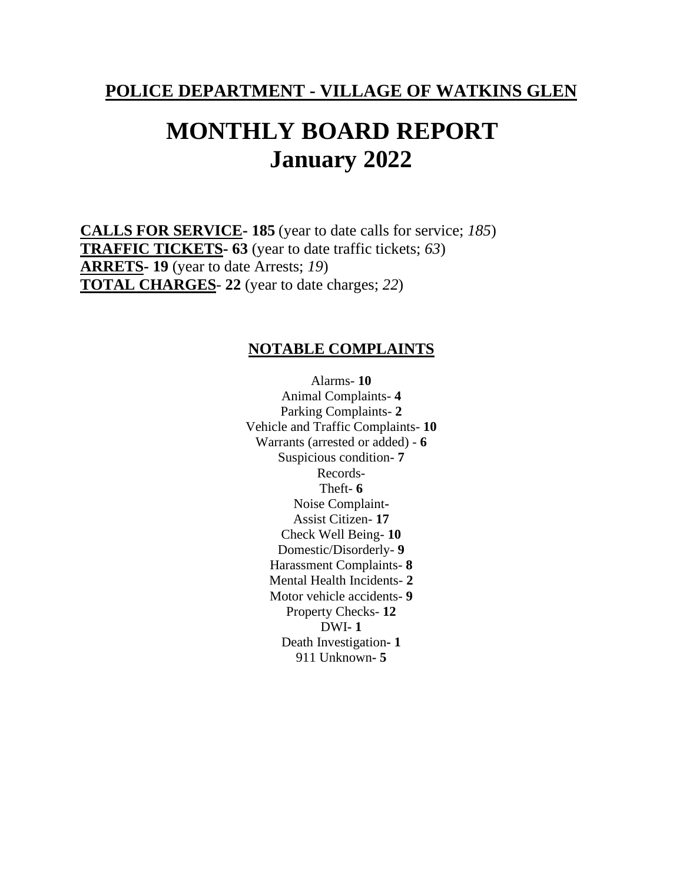## POLICE DEPARTMENT - VILLAGE OF WATKINS GLEN

# MONTHLY BOARD REPORT
# January 2022

**CALLS FOR SERVICE- 185** (year to date calls for service; *185*)
**TRAFFIC TICKETS- 63** (year to date traffic tickets; *63*)
**ARRETS- 19** (year to date Arrests; *19*)
**TOTAL CHARGES- 22** (year to date charges; *22*)

### NOTABLE COMPLAINTS

Alarms- **10**
Animal Complaints- **4**
Parking Complaints- **2**
Vehicle and Traffic Complaints- **10**
Warrants (arrested or added) - **6**
Suspicious condition- **7**
Records-
Theft- **6**
Noise Complaint-
Assist Citizen- **17**
Check Well Being- **10**
Domestic/Disorderly- **9**
Harassment Complaints- **8**
Mental Health Incidents- **2**
Motor vehicle accidents- **9**
Property Checks- **12**
DWI- **1**
Death Investigation- **1**
911 Unknown- **5**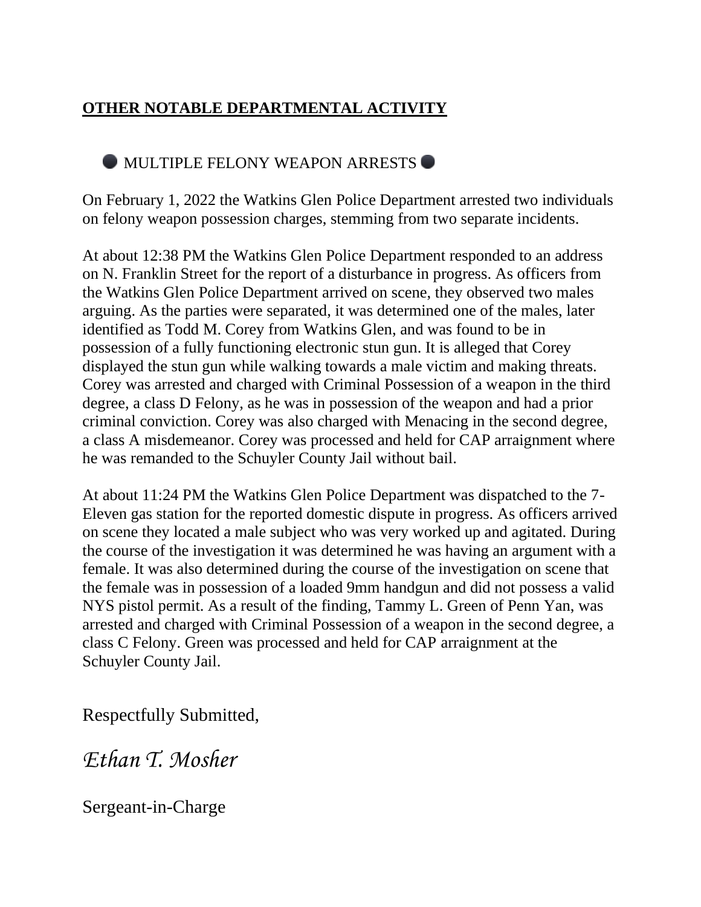## **OTHER NOTABLE DEPARTMENTAL ACTIVITY**

● MULTIPLE FELONY WEAPON ARRESTS ●

On February 1, 2022 the Watkins Glen Police Department arrested two individuals on felony weapon possession charges, stemming from two separate incidents.

At about 12:38 PM the Watkins Glen Police Department responded to an address on N. Franklin Street for the report of a disturbance in progress. As officers from the Watkins Glen Police Department arrived on scene, they observed two males arguing. As the parties were separated, it was determined one of the males, later identified as Todd M. Corey from Watkins Glen, and was found to be in possession of a fully functioning electronic stun gun. It is alleged that Corey displayed the stun gun while walking towards a male victim and making threats. Corey was arrested and charged with Criminal Possession of a weapon in the third degree, a class D Felony, as he was in possession of the weapon and had a prior criminal conviction. Corey was also charged with Menacing in the second degree, a class A misdemeanor. Corey was processed and held for CAP arraignment where he was remanded to the Schuyler County Jail without bail.

At about 11:24 PM the Watkins Glen Police Department was dispatched to the 7-Eleven gas station for the reported domestic dispute in progress. As officers arrived on scene they located a male subject who was very worked up and agitated. During the course of the investigation it was determined he was having an argument with a female. It was also determined during the course of the investigation on scene that the female was in possession of a loaded 9mm handgun and did not possess a valid NYS pistol permit. As a result of the finding, Tammy L. Green of Penn Yan, was arrested and charged with Criminal Possession of a weapon in the second degree, a class C Felony. Green was processed and held for CAP arraignment at the Schuyler County Jail.

Respectfully Submitted,

*Ethan T. Mosher*

Sergeant-in-Charge